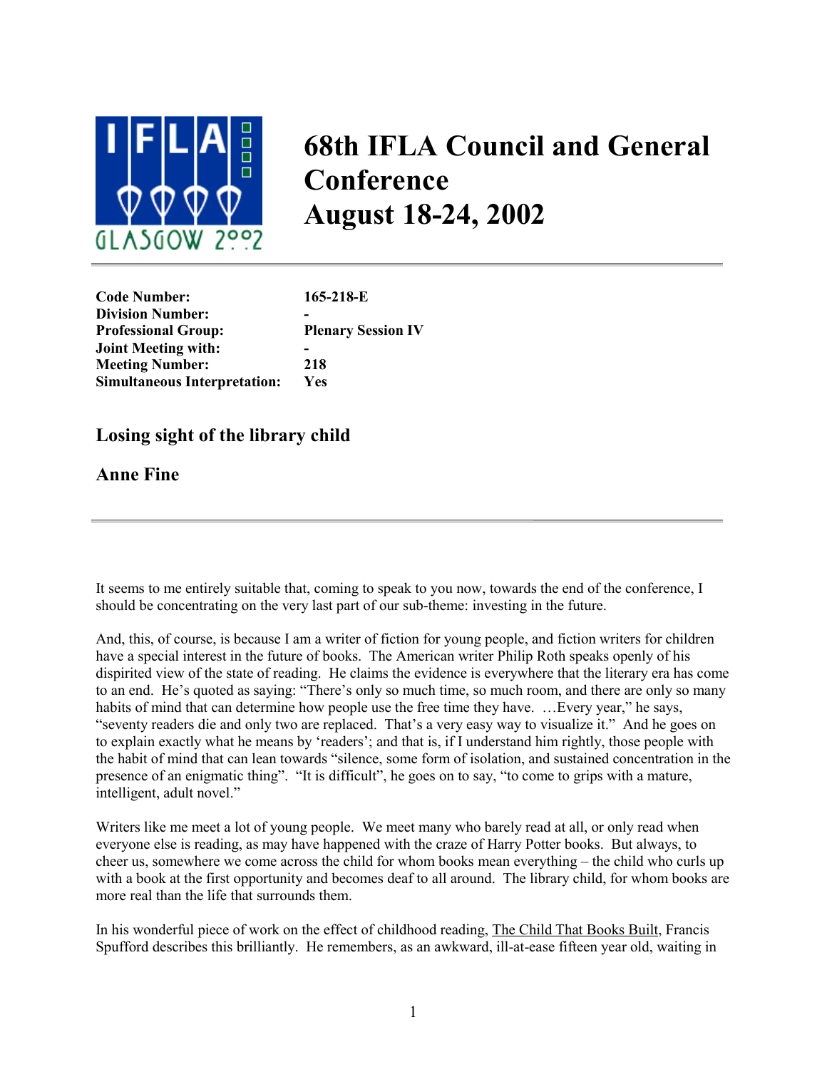# 68th IFLA Council and General Conference
# August 18-24, 2002

| | |
|---|---|
| **Code Number:** | **165-218-E** |
| **Division Number:** | **-** |
| **Professional Group:** | **Plenary Session IV** |
| **Joint Meeting with:** | **-** |
| **Meeting Number:** | **218** |
| **Simultaneous Interpretation:** | **Yes** |

## Losing sight of the library child

## Anne Fine

---

It seems to me entirely suitable that, coming to speak to you now, towards the end of the conference, I should be concentrating on the very last part of our sub-theme: investing in the future.

And, this, of course, is because I am a writer of fiction for young people, and fiction writers for children have a special interest in the future of books. The American writer Philip Roth speaks openly of his dispirited view of the state of reading. He claims the evidence is everywhere that the literary era has come to an end. He's quoted as saying: "There's only so much time, so much room, and there are only so many habits of mind that can determine how people use the free time they have. …Every year," he says, "seventy readers die and only two are replaced. That's a very easy way to visualize it." And he goes on to explain exactly what he means by 'readers'; and that is, if I understand him rightly, those people with the habit of mind that can lean towards "silence, some form of isolation, and sustained concentration in the presence of an enigmatic thing". "It is difficult", he goes on to say, "to come to grips with a mature, intelligent, adult novel."

Writers like me meet a lot of young people. We meet many who barely read at all, or only read when everyone else is reading, as may have happened with the craze of Harry Potter books. But always, to cheer us, somewhere we come across the child for whom books mean everything – the child who curls up with a book at the first opportunity and becomes deaf to all around. The library child, for whom books are more real than the life that surrounds them.

In his wonderful piece of work on the effect of childhood reading, The Child That Books Built, Francis Spufford describes this brilliantly. He remembers, as an awkward, ill-at-ease fifteen year old, waiting in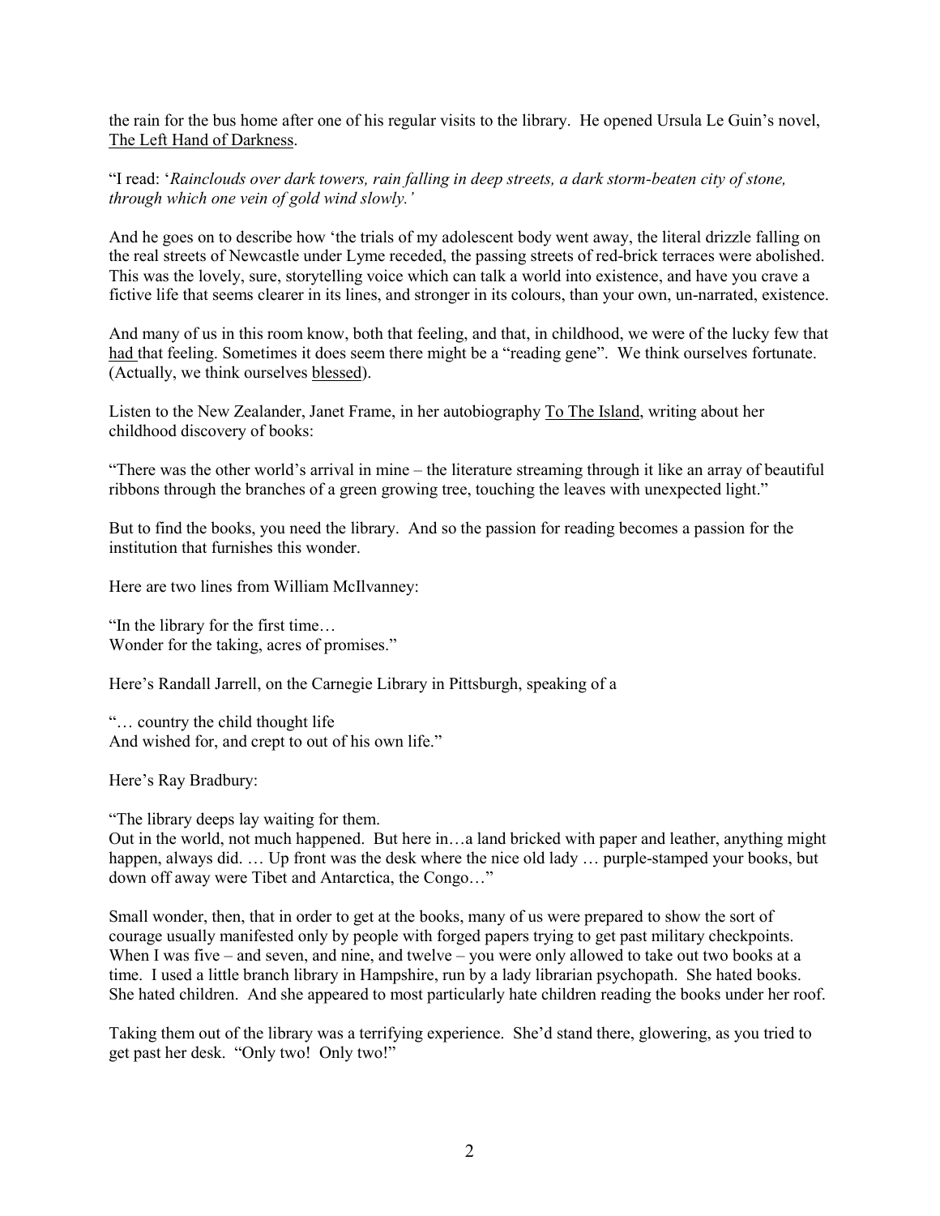the rain for the bus home after one of his regular visits to the library. He opened Ursula Le Guin's novel, <u>The Left Hand of Darkness</u>.

"I read: '*Rainclouds over dark towers, rain falling in deep streets, a dark storm-beaten city of stone, through which one vein of gold wind slowly.'*

And he goes on to describe how 'the trials of my adolescent body went away, the literal drizzle falling on the real streets of Newcastle under Lyme receded, the passing streets of red-brick terraces were abolished. This was the lovely, sure, storytelling voice which can talk a world into existence, and have you crave a fictive life that seems clearer in its lines, and stronger in its colours, than your own, un-narrated, existence.

And many of us in this room know, both that feeling, and that, in childhood, we were of the lucky few that <u>had</u> that feeling. Sometimes it does seem there might be a "reading gene". We think ourselves fortunate. (Actually, we think ourselves <u>blessed</u>).

Listen to the New Zealander, Janet Frame, in her autobiography <u>To The Island</u>, writing about her childhood discovery of books:

"There was the other world's arrival in mine – the literature streaming through it like an array of beautiful ribbons through the branches of a green growing tree, touching the leaves with unexpected light."

But to find the books, you need the library. And so the passion for reading becomes a passion for the institution that furnishes this wonder.

Here are two lines from William McIlvanney:

"In the library for the first time…
Wonder for the taking, acres of promises."

Here's Randall Jarrell, on the Carnegie Library in Pittsburgh, speaking of a

"… country the child thought life
And wished for, and crept to out of his own life."

Here's Ray Bradbury:

"The library deeps lay waiting for them.
Out in the world, not much happened. But here in…a land bricked with paper and leather, anything might happen, always did. … Up front was the desk where the nice old lady … purple-stamped your books, but down off away were Tibet and Antarctica, the Congo…"

Small wonder, then, that in order to get at the books, many of us were prepared to show the sort of courage usually manifested only by people with forged papers trying to get past military checkpoints. When I was five – and seven, and nine, and twelve – you were only allowed to take out two books at a time. I used a little branch library in Hampshire, run by a lady librarian psychopath. She hated books. She hated children. And she appeared to most particularly hate children reading the books under her roof.

Taking them out of the library was a terrifying experience. She'd stand there, glowering, as you tried to get past her desk. "Only two! Only two!"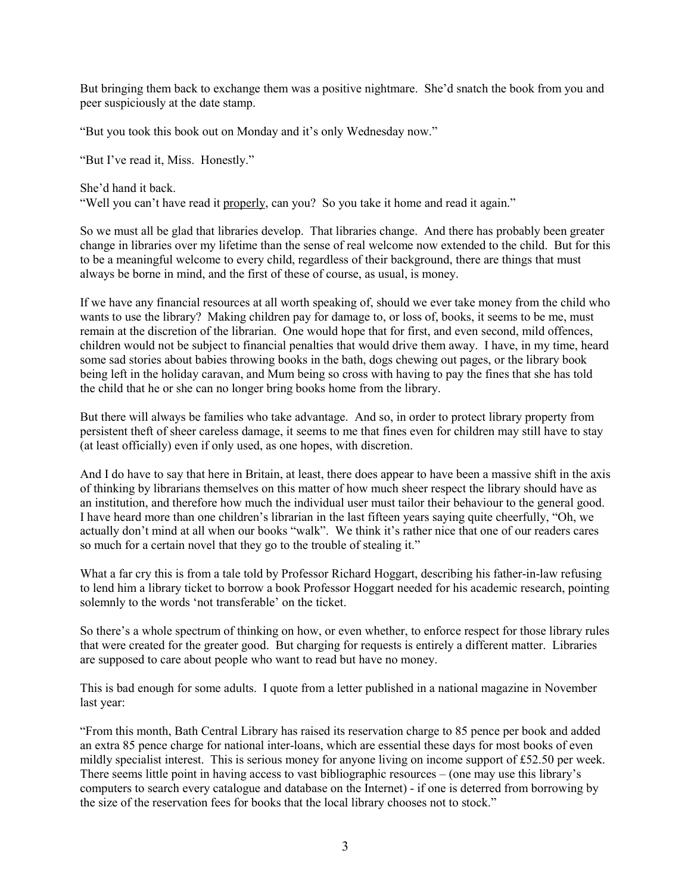But bringing them back to exchange them was a positive nightmare. She'd snatch the book from you and peer suspiciously at the date stamp.

"But you took this book out on Monday and it's only Wednesday now."

"But I've read it, Miss. Honestly."

She'd hand it back.
"Well you can't have read it <u>properly</u>, can you? So you take it home and read it again."

So we must all be glad that libraries develop. That libraries change. And there has probably been greater change in libraries over my lifetime than the sense of real welcome now extended to the child. But for this to be a meaningful welcome to every child, regardless of their background, there are things that must always be borne in mind, and the first of these of course, as usual, is money.

If we have any financial resources at all worth speaking of, should we ever take money from the child who wants to use the library? Making children pay for damage to, or loss of, books, it seems to be me, must remain at the discretion of the librarian. One would hope that for first, and even second, mild offences, children would not be subject to financial penalties that would drive them away. I have, in my time, heard some sad stories about babies throwing books in the bath, dogs chewing out pages, or the library book being left in the holiday caravan, and Mum being so cross with having to pay the fines that she has told the child that he or she can no longer bring books home from the library.

But there will always be families who take advantage. And so, in order to protect library property from persistent theft of sheer careless damage, it seems to me that fines even for children may still have to stay (at least officially) even if only used, as one hopes, with discretion.

And I do have to say that here in Britain, at least, there does appear to have been a massive shift in the axis of thinking by librarians themselves on this matter of how much sheer respect the library should have as an institution, and therefore how much the individual user must tailor their behaviour to the general good. I have heard more than one children's librarian in the last fifteen years saying quite cheerfully, "Oh, we actually don't mind at all when our books "walk". We think it's rather nice that one of our readers cares so much for a certain novel that they go to the trouble of stealing it."

What a far cry this is from a tale told by Professor Richard Hoggart, describing his father-in-law refusing to lend him a library ticket to borrow a book Professor Hoggart needed for his academic research, pointing solemnly to the words 'not transferable' on the ticket.

So there's a whole spectrum of thinking on how, or even whether, to enforce respect for those library rules that were created for the greater good. But charging for requests is entirely a different matter. Libraries are supposed to care about people who want to read but have no money.

This is bad enough for some adults. I quote from a letter published in a national magazine in November last year:

"From this month, Bath Central Library has raised its reservation charge to 85 pence per book and added an extra 85 pence charge for national inter-loans, which are essential these days for most books of even mildly specialist interest. This is serious money for anyone living on income support of £52.50 per week. There seems little point in having access to vast bibliographic resources – (one may use this library's computers to search every catalogue and database on the Internet) - if one is deterred from borrowing by the size of the reservation fees for books that the local library chooses not to stock."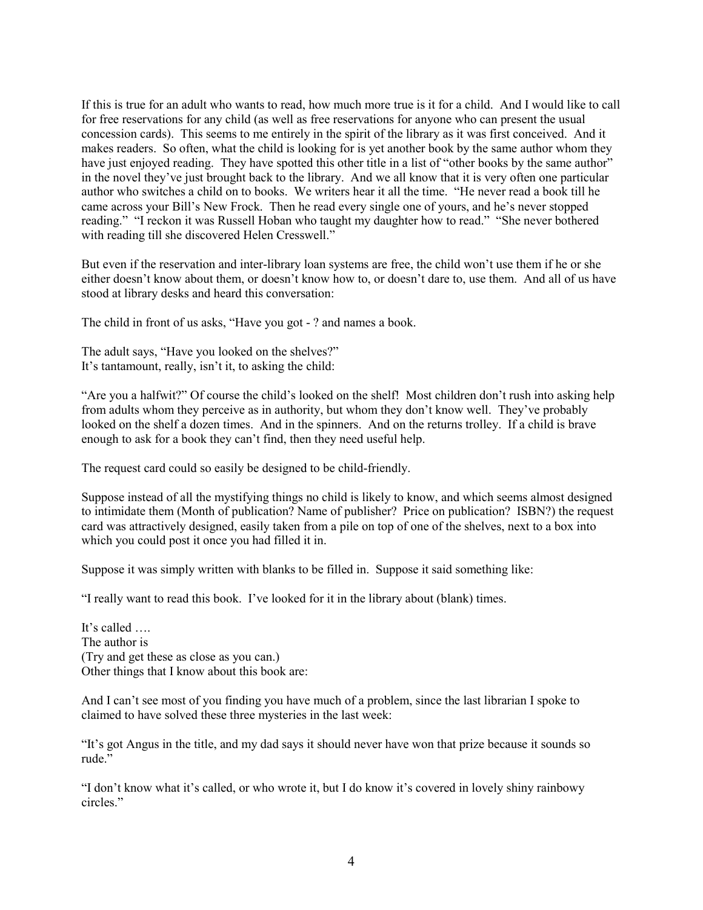If this is true for an adult who wants to read, how much more true is it for a child. And I would like to call for free reservations for any child (as well as free reservations for anyone who can present the usual concession cards). This seems to me entirely in the spirit of the library as it was first conceived. And it makes readers. So often, what the child is looking for is yet another book by the same author whom they have just enjoyed reading. They have spotted this other title in a list of "other books by the same author" in the novel they've just brought back to the library. And we all know that it is very often one particular author who switches a child on to books. We writers hear it all the time. "He never read a book till he came across your Bill's New Frock. Then he read every single one of yours, and he's never stopped reading." "I reckon it was Russell Hoban who taught my daughter how to read." "She never bothered with reading till she discovered Helen Cresswell."

But even if the reservation and inter-library loan systems are free, the child won't use them if he or she either doesn't know about them, or doesn't know how to, or doesn't dare to, use them. And all of us have stood at library desks and heard this conversation:

The child in front of us asks, "Have you got - ? and names a book.

The adult says, "Have you looked on the shelves?"
It's tantamount, really, isn't it, to asking the child:

"Are you a halfwit?" Of course the child's looked on the shelf! Most children don't rush into asking help from adults whom they perceive as in authority, but whom they don't know well. They've probably looked on the shelf a dozen times. And in the spinners. And on the returns trolley. If a child is brave enough to ask for a book they can't find, then they need useful help.

The request card could so easily be designed to be child-friendly.

Suppose instead of all the mystifying things no child is likely to know, and which seems almost designed to intimidate them (Month of publication? Name of publisher? Price on publication? ISBN?) the request card was attractively designed, easily taken from a pile on top of one of the shelves, next to a box into which you could post it once you had filled it in.

Suppose it was simply written with blanks to be filled in. Suppose it said something like:

"I really want to read this book. I've looked for it in the library about (blank) times.

It's called ….
The author is
(Try and get these as close as you can.)
Other things that I know about this book are:

And I can't see most of you finding you have much of a problem, since the last librarian I spoke to claimed to have solved these three mysteries in the last week:

"It's got Angus in the title, and my dad says it should never have won that prize because it sounds so rude."

"I don't know what it's called, or who wrote it, but I do know it's covered in lovely shiny rainbowy circles."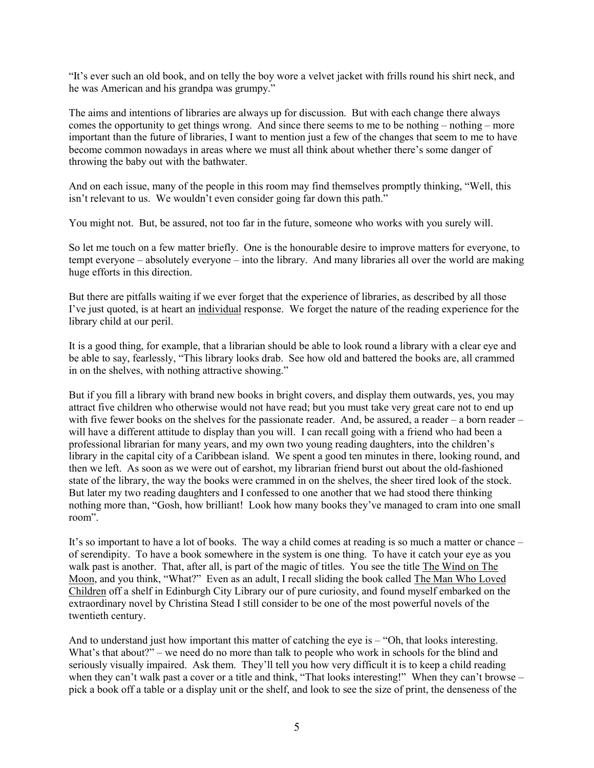"It's ever such an old book, and on telly the boy wore a velvet jacket with frills round his shirt neck, and he was American and his grandpa was grumpy."

The aims and intentions of libraries are always up for discussion. But with each change there always comes the opportunity to get things wrong. And since there seems to me to be nothing – nothing – more important than the future of libraries, I want to mention just a few of the changes that seem to me to have become common nowadays in areas where we must all think about whether there's some danger of throwing the baby out with the bathwater.

And on each issue, many of the people in this room may find themselves promptly thinking, "Well, this isn't relevant to us. We wouldn't even consider going far down this path."

You might not. But, be assured, not too far in the future, someone who works with you surely will.

So let me touch on a few matter briefly. One is the honourable desire to improve matters for everyone, to tempt everyone – absolutely everyone – into the library. And many libraries all over the world are making huge efforts in this direction.

But there are pitfalls waiting if we ever forget that the experience of libraries, as described by all those I've just quoted, is at heart an individual response. We forget the nature of the reading experience for the library child at our peril.

It is a good thing, for example, that a librarian should be able to look round a library with a clear eye and be able to say, fearlessly, "This library looks drab. See how old and battered the books are, all crammed in on the shelves, with nothing attractive showing."

But if you fill a library with brand new books in bright covers, and display them outwards, yes, you may attract five children who otherwise would not have read; but you must take very great care not to end up with five fewer books on the shelves for the passionate reader. And, be assured, a reader – a born reader – will have a different attitude to display than you will. I can recall going with a friend who had been a professional librarian for many years, and my own two young reading daughters, into the children's library in the capital city of a Caribbean island. We spent a good ten minutes in there, looking round, and then we left. As soon as we were out of earshot, my librarian friend burst out about the old-fashioned state of the library, the way the books were crammed in on the shelves, the sheer tired look of the stock. But later my two reading daughters and I confessed to one another that we had stood there thinking nothing more than, "Gosh, how brilliant! Look how many books they've managed to cram into one small room".

It's so important to have a lot of books. The way a child comes at reading is so much a matter or chance – of serendipity. To have a book somewhere in the system is one thing. To have it catch your eye as you walk past is another. That, after all, is part of the magic of titles. You see the title The Wind on The Moon, and you think, "What?" Even as an adult, I recall sliding the book called The Man Who Loved Children off a shelf in Edinburgh City Library our of pure curiosity, and found myself embarked on the extraordinary novel by Christina Stead I still consider to be one of the most powerful novels of the twentieth century.

And to understand just how important this matter of catching the eye is – "Oh, that looks interesting. What's that about?" – we need do no more than talk to people who work in schools for the blind and seriously visually impaired. Ask them. They'll tell you how very difficult it is to keep a child reading when they can't walk past a cover or a title and think, "That looks interesting!" When they can't browse – pick a book off a table or a display unit or the shelf, and look to see the size of print, the denseness of the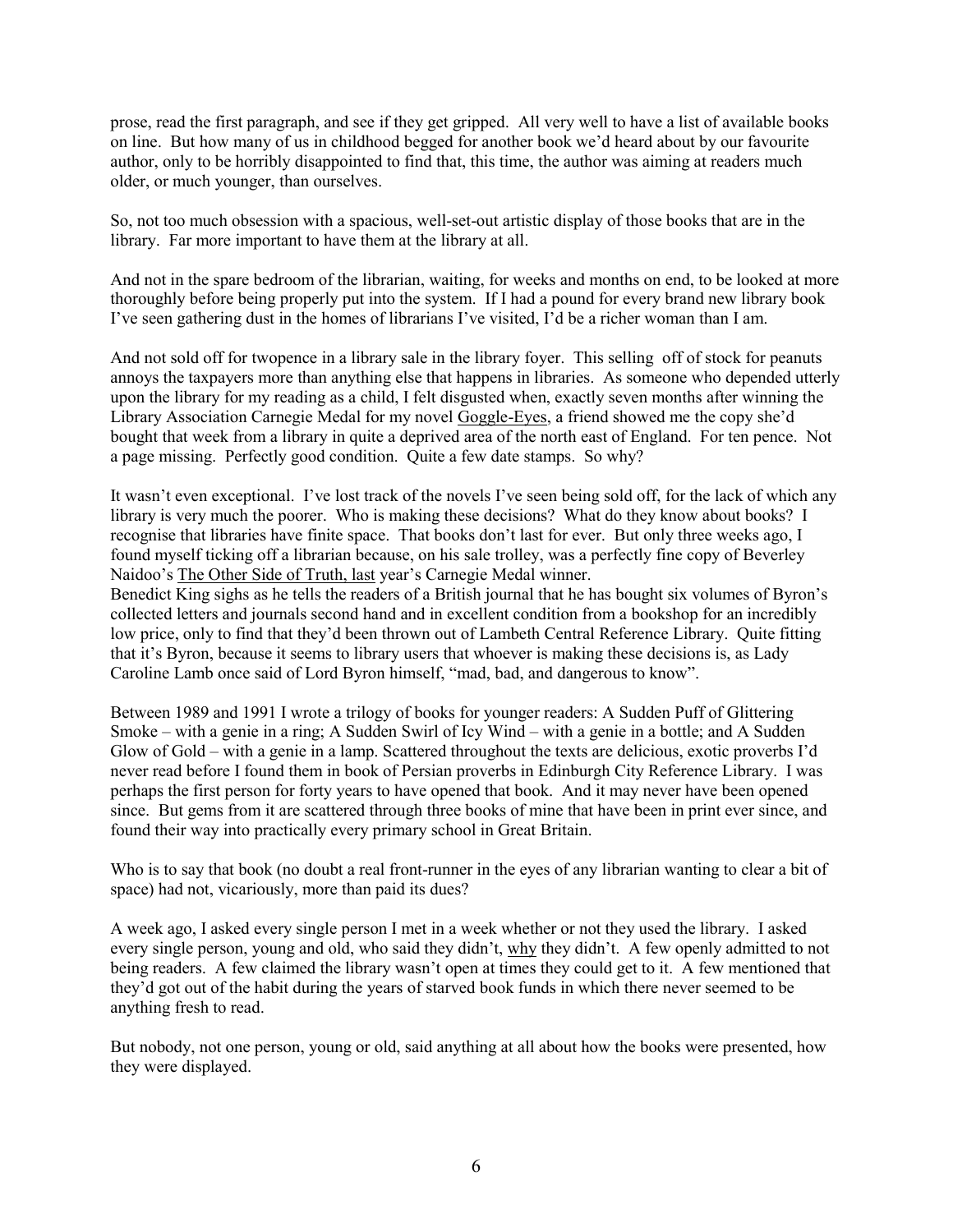prose, read the first paragraph, and see if they get gripped. All very well to have a list of available books on line. But how many of us in childhood begged for another book we'd heard about by our favourite author, only to be horribly disappointed to find that, this time, the author was aiming at readers much older, or much younger, than ourselves.

So, not too much obsession with a spacious, well-set-out artistic display of those books that are in the library. Far more important to have them at the library at all.

And not in the spare bedroom of the librarian, waiting, for weeks and months on end, to be looked at more thoroughly before being properly put into the system. If I had a pound for every brand new library book I've seen gathering dust in the homes of librarians I've visited, I'd be a richer woman than I am.

And not sold off for twopence in a library sale in the library foyer. This selling off of stock for peanuts annoys the taxpayers more than anything else that happens in libraries. As someone who depended utterly upon the library for my reading as a child, I felt disgusted when, exactly seven months after winning the Library Association Carnegie Medal for my novel Goggle-Eyes, a friend showed me the copy she'd bought that week from a library in quite a deprived area of the north east of England. For ten pence. Not a page missing. Perfectly good condition. Quite a few date stamps. So why?

It wasn't even exceptional. I've lost track of the novels I've seen being sold off, for the lack of which any library is very much the poorer. Who is making these decisions? What do they know about books? I recognise that libraries have finite space. That books don't last for ever. But only three weeks ago, I found myself ticking off a librarian because, on his sale trolley, was a perfectly fine copy of Beverley Naidoo's The Other Side of Truth, last year's Carnegie Medal winner.

Benedict King sighs as he tells the readers of a British journal that he has bought six volumes of Byron's collected letters and journals second hand and in excellent condition from a bookshop for an incredibly low price, only to find that they'd been thrown out of Lambeth Central Reference Library. Quite fitting that it's Byron, because it seems to library users that whoever is making these decisions is, as Lady Caroline Lamb once said of Lord Byron himself, "mad, bad, and dangerous to know".

Between 1989 and 1991 I wrote a trilogy of books for younger readers: A Sudden Puff of Glittering Smoke – with a genie in a ring; A Sudden Swirl of Icy Wind – with a genie in a bottle; and A Sudden Glow of Gold – with a genie in a lamp. Scattered throughout the texts are delicious, exotic proverbs I'd never read before I found them in book of Persian proverbs in Edinburgh City Reference Library. I was perhaps the first person for forty years to have opened that book. And it may never have been opened since. But gems from it are scattered through three books of mine that have been in print ever since, and found their way into practically every primary school in Great Britain.

Who is to say that book (no doubt a real front-runner in the eyes of any librarian wanting to clear a bit of space) had not, vicariously, more than paid its dues?

A week ago, I asked every single person I met in a week whether or not they used the library. I asked every single person, young and old, who said they didn't, why they didn't. A few openly admitted to not being readers. A few claimed the library wasn't open at times they could get to it. A few mentioned that they'd got out of the habit during the years of starved book funds in which there never seemed to be anything fresh to read.

But nobody, not one person, young or old, said anything at all about how the books were presented, how they were displayed.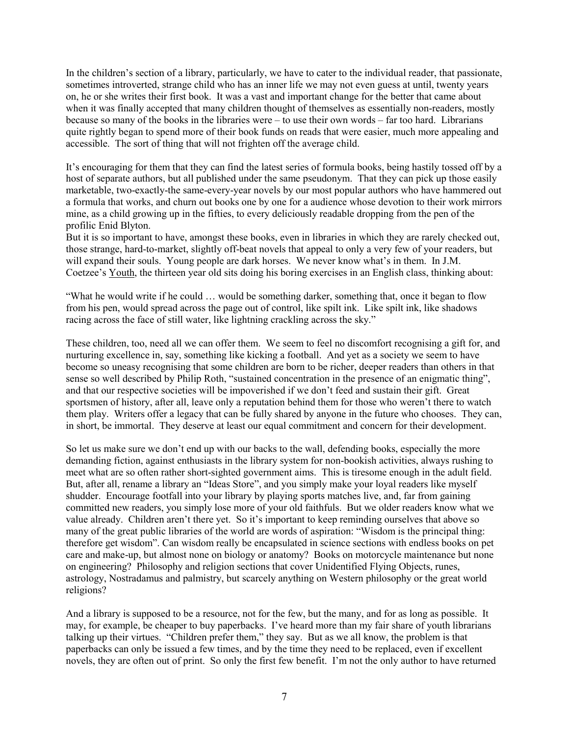In the children's section of a library, particularly, we have to cater to the individual reader, that passionate, sometimes introverted, strange child who has an inner life we may not even guess at until, twenty years on, he or she writes their first book. It was a vast and important change for the better that came about when it was finally accepted that many children thought of themselves as essentially non-readers, mostly because so many of the books in the libraries were – to use their own words – far too hard. Librarians quite rightly began to spend more of their book funds on reads that were easier, much more appealing and accessible. The sort of thing that will not frighten off the average child.

It's encouraging for them that they can find the latest series of formula books, being hastily tossed off by a host of separate authors, but all published under the same pseudonym. That they can pick up those easily marketable, two-exactly-the same-every-year novels by our most popular authors who have hammered out a formula that works, and churn out books one by one for a audience whose devotion to their work mirrors mine, as a child growing up in the fifties, to every deliciously readable dropping from the pen of the profilic Enid Blyton.

But it is so important to have, amongst these books, even in libraries in which they are rarely checked out, those strange, hard-to-market, slightly off-beat novels that appeal to only a very few of your readers, but will expand their souls. Young people are dark horses. We never know what's in them. In J.M. Coetzee's Youth, the thirteen year old sits doing his boring exercises in an English class, thinking about:

"What he would write if he could … would be something darker, something that, once it began to flow from his pen, would spread across the page out of control, like spilt ink. Like spilt ink, like shadows racing across the face of still water, like lightning crackling across the sky."

These children, too, need all we can offer them. We seem to feel no discomfort recognising a gift for, and nurturing excellence in, say, something like kicking a football. And yet as a society we seem to have become so uneasy recognising that some children are born to be richer, deeper readers than others in that sense so well described by Philip Roth, "sustained concentration in the presence of an enigmatic thing", and that our respective societies will be impoverished if we don't feed and sustain their gift. Great sportsmen of history, after all, leave only a reputation behind them for those who weren't there to watch them play. Writers offer a legacy that can be fully shared by anyone in the future who chooses. They can, in short, be immortal. They deserve at least our equal commitment and concern for their development.

So let us make sure we don't end up with our backs to the wall, defending books, especially the more demanding fiction, against enthusiasts in the library system for non-bookish activities, always rushing to meet what are so often rather short-sighted government aims. This is tiresome enough in the adult field. But, after all, rename a library an "Ideas Store", and you simply make your loyal readers like myself shudder. Encourage footfall into your library by playing sports matches live, and, far from gaining committed new readers, you simply lose more of your old faithfuls. But we older readers know what we value already. Children aren't there yet. So it's important to keep reminding ourselves that above so many of the great public libraries of the world are words of aspiration: "Wisdom is the principal thing: therefore get wisdom". Can wisdom really be encapsulated in science sections with endless books on pet care and make-up, but almost none on biology or anatomy? Books on motorcycle maintenance but none on engineering? Philosophy and religion sections that cover Unidentified Flying Objects, runes, astrology, Nostradamus and palmistry, but scarcely anything on Western philosophy or the great world religions?

And a library is supposed to be a resource, not for the few, but the many, and for as long as possible. It may, for example, be cheaper to buy paperbacks. I've heard more than my fair share of youth librarians talking up their virtues. "Children prefer them," they say. But as we all know, the problem is that paperbacks can only be issued a few times, and by the time they need to be replaced, even if excellent novels, they are often out of print. So only the first few benefit. I'm not the only author to have returned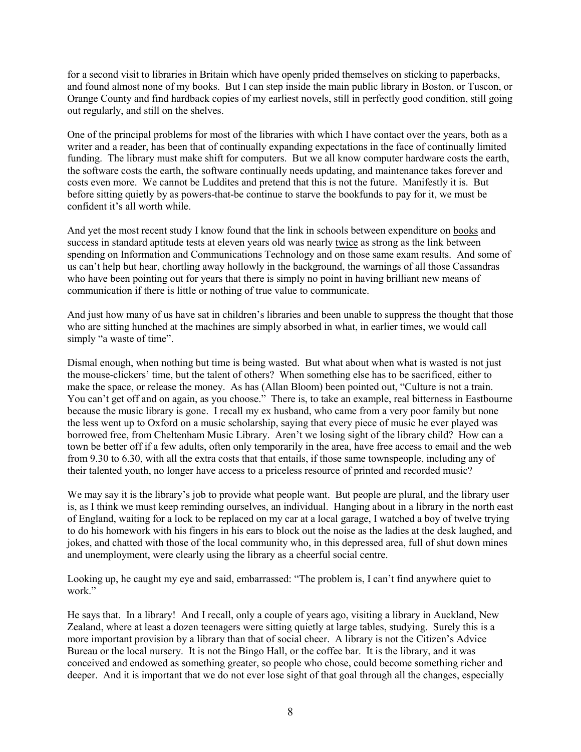for a second visit to libraries in Britain which have openly prided themselves on sticking to paperbacks, and found almost none of my books. But I can step inside the main public library in Boston, or Tuscon, or Orange County and find hardback copies of my earliest novels, still in perfectly good condition, still going out regularly, and still on the shelves.

One of the principal problems for most of the libraries with which I have contact over the years, both as a writer and a reader, has been that of continually expanding expectations in the face of continually limited funding. The library must make shift for computers. But we all know computer hardware costs the earth, the software costs the earth, the software continually needs updating, and maintenance takes forever and costs even more. We cannot be Luddites and pretend that this is not the future. Manifestly it is. But before sitting quietly by as powers-that-be continue to starve the bookfunds to pay for it, we must be confident it's all worth while.

And yet the most recent study I know found that the link in schools between expenditure on <u>books</u> and success in standard aptitude tests at eleven years old was nearly <u>twice</u> as strong as the link between spending on Information and Communications Technology and on those same exam results. And some of us can't help but hear, chortling away hollowly in the background, the warnings of all those Cassandras who have been pointing out for years that there is simply no point in having brilliant new means of communication if there is little or nothing of true value to communicate.

And just how many of us have sat in children's libraries and been unable to suppress the thought that those who are sitting hunched at the machines are simply absorbed in what, in earlier times, we would call simply "a waste of time".

Dismal enough, when nothing but time is being wasted. But what about when what is wasted is not just the mouse-clickers' time, but the talent of others? When something else has to be sacrificed, either to make the space, or release the money. As has (Allan Bloom) been pointed out, "Culture is not a train. You can't get off and on again, as you choose." There is, to take an example, real bitterness in Eastbourne because the music library is gone. I recall my ex husband, who came from a very poor family but none the less went up to Oxford on a music scholarship, saying that every piece of music he ever played was borrowed free, from Cheltenham Music Library. Aren't we losing sight of the library child? How can a town be better off if a few adults, often only temporarily in the area, have free access to email and the web from 9.30 to 6.30, with all the extra costs that that entails, if those same townspeople, including any of their talented youth, no longer have access to a priceless resource of printed and recorded music?

We may say it is the library's job to provide what people want. But people are plural, and the library user is, as I think we must keep reminding ourselves, an individual. Hanging about in a library in the north east of England, waiting for a lock to be replaced on my car at a local garage, I watched a boy of twelve trying to do his homework with his fingers in his ears to block out the noise as the ladies at the desk laughed, and jokes, and chatted with those of the local community who, in this depressed area, full of shut down mines and unemployment, were clearly using the library as a cheerful social centre.

Looking up, he caught my eye and said, embarrassed: "The problem is, I can't find anywhere quiet to work."

He says that. In a library! And I recall, only a couple of years ago, visiting a library in Auckland, New Zealand, where at least a dozen teenagers were sitting quietly at large tables, studying. Surely this is a more important provision by a library than that of social cheer. A library is not the Citizen's Advice Bureau or the local nursery. It is not the Bingo Hall, or the coffee bar. It is the <u>library</u>, and it was conceived and endowed as something greater, so people who chose, could become something richer and deeper. And it is important that we do not ever lose sight of that goal through all the changes, especially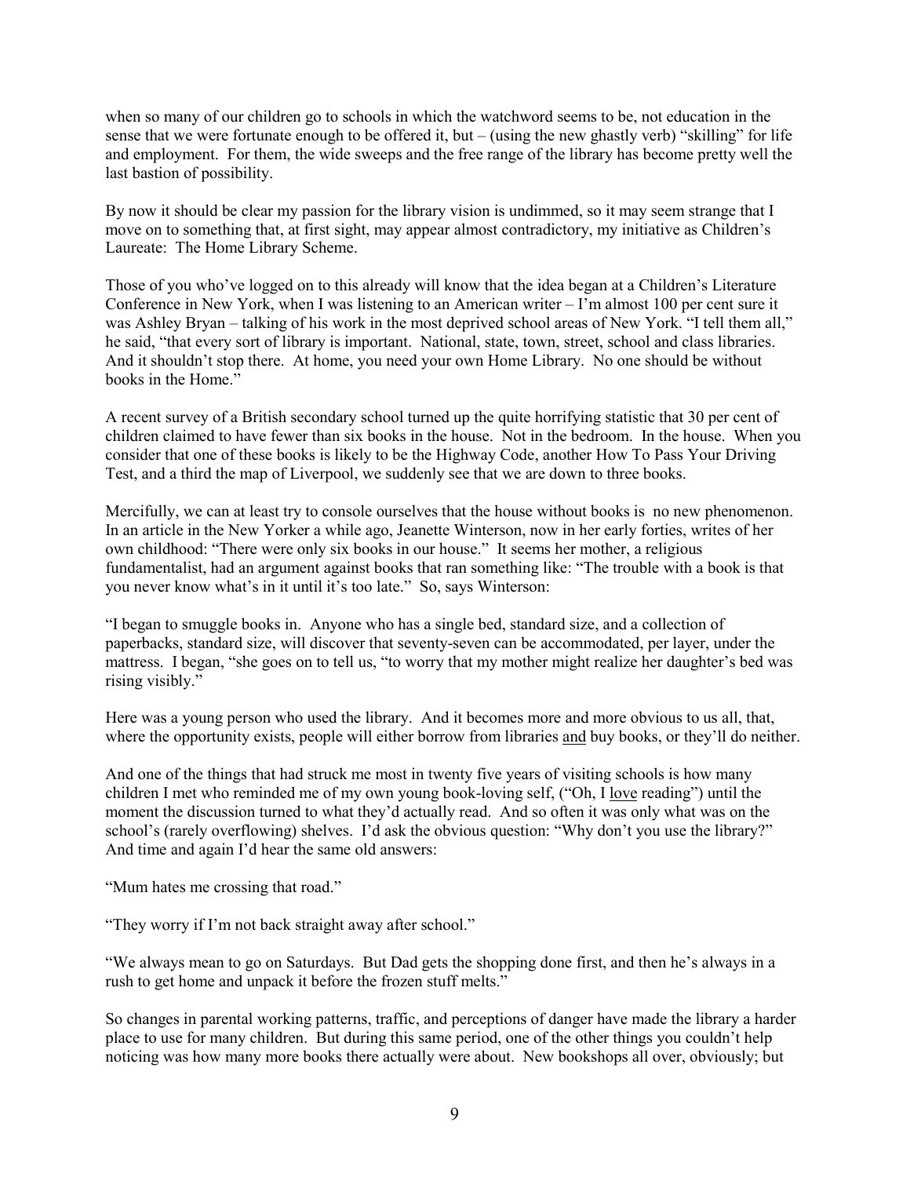when so many of our children go to schools in which the watchword seems to be, not education in the sense that we were fortunate enough to be offered it, but – (using the new ghastly verb) "skilling" for life and employment. For them, the wide sweeps and the free range of the library has become pretty well the last bastion of possibility.

By now it should be clear my passion for the library vision is undimmed, so it may seem strange that I move on to something that, at first sight, may appear almost contradictory, my initiative as Children's Laureate: The Home Library Scheme.

Those of you who've logged on to this already will know that the idea began at a Children's Literature Conference in New York, when I was listening to an American writer – I'm almost 100 per cent sure it was Ashley Bryan – talking of his work in the most deprived school areas of New York. "I tell them all," he said, "that every sort of library is important. National, state, town, street, school and class libraries. And it shouldn't stop there. At home, you need your own Home Library. No one should be without books in the Home."

A recent survey of a British secondary school turned up the quite horrifying statistic that 30 per cent of children claimed to have fewer than six books in the house. Not in the bedroom. In the house. When you consider that one of these books is likely to be the Highway Code, another How To Pass Your Driving Test, and a third the map of Liverpool, we suddenly see that we are down to three books.

Mercifully, we can at least try to console ourselves that the house without books is no new phenomenon. In an article in the New Yorker a while ago, Jeanette Winterson, now in her early forties, writes of her own childhood: "There were only six books in our house." It seems her mother, a religious fundamentalist, had an argument against books that ran something like: "The trouble with a book is that you never know what's in it until it's too late." So, says Winterson:

"I began to smuggle books in. Anyone who has a single bed, standard size, and a collection of paperbacks, standard size, will discover that seventy-seven can be accommodated, per layer, under the mattress. I began, "she goes on to tell us, "to worry that my mother might realize her daughter's bed was rising visibly."

Here was a young person who used the library. And it becomes more and more obvious to us all, that, where the opportunity exists, people will either borrow from libraries <u>and</u> buy books, or they'll do neither.

And one of the things that had struck me most in twenty five years of visiting schools is how many children I met who reminded me of my own young book-loving self, ("Oh, I <u>love</u> reading") until the moment the discussion turned to what they'd actually read. And so often it was only what was on the school's (rarely overflowing) shelves. I'd ask the obvious question: "Why don't you use the library?" And time and again I'd hear the same old answers:

"Mum hates me crossing that road."

"They worry if I'm not back straight away after school."

"We always mean to go on Saturdays. But Dad gets the shopping done first, and then he's always in a rush to get home and unpack it before the frozen stuff melts."

So changes in parental working patterns, traffic, and perceptions of danger have made the library a harder place to use for many children. But during this same period, one of the other things you couldn't help noticing was how many more books there actually were about. New bookshops all over, obviously; but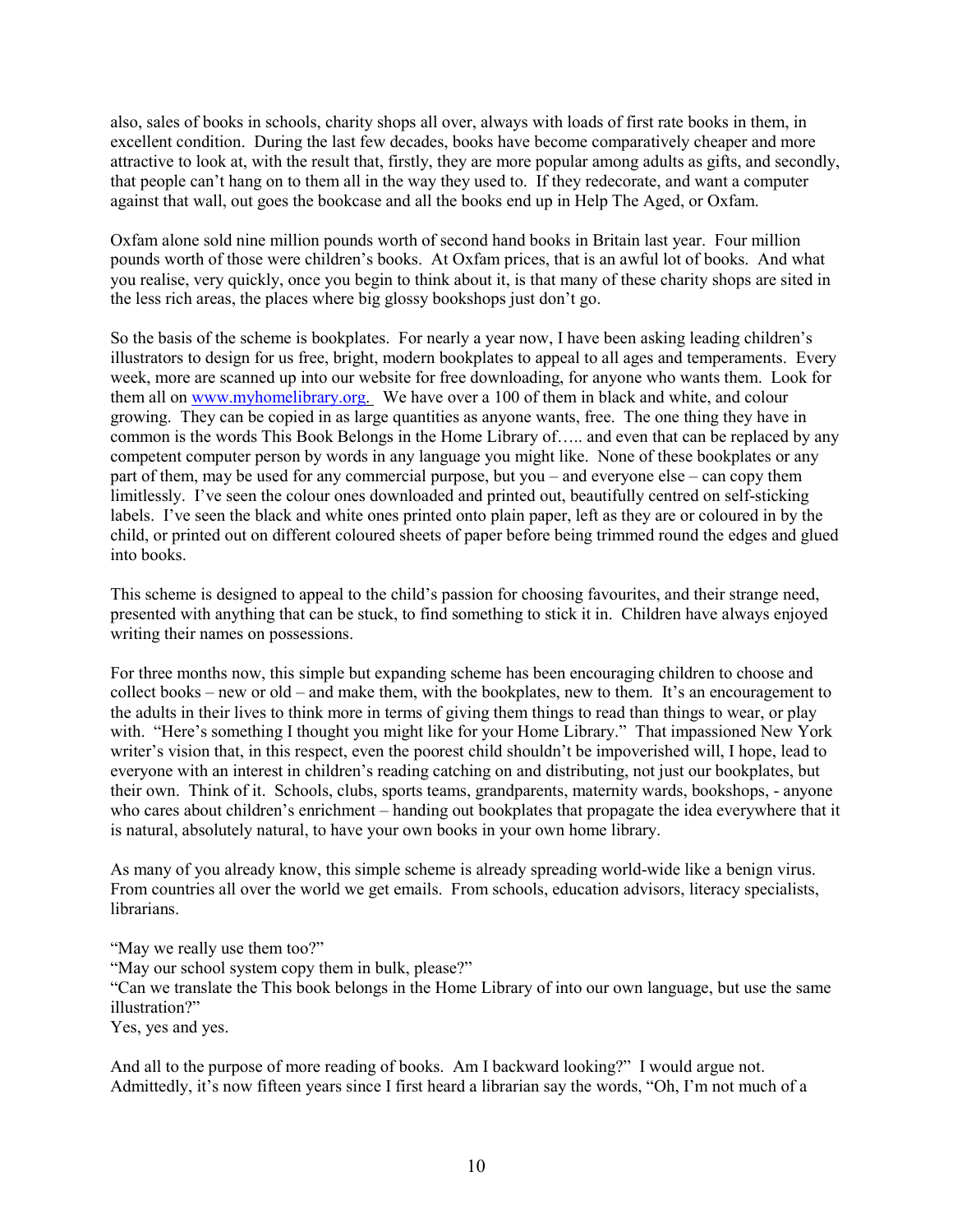also, sales of books in schools, charity shops all over, always with loads of first rate books in them, in excellent condition. During the last few decades, books have become comparatively cheaper and more attractive to look at, with the result that, firstly, they are more popular among adults as gifts, and secondly, that people can't hang on to them all in the way they used to. If they redecorate, and want a computer against that wall, out goes the bookcase and all the books end up in Help The Aged, or Oxfam.

Oxfam alone sold nine million pounds worth of second hand books in Britain last year. Four million pounds worth of those were children's books. At Oxfam prices, that is an awful lot of books. And what you realise, very quickly, once you begin to think about it, is that many of these charity shops are sited in the less rich areas, the places where big glossy bookshops just don't go.

So the basis of the scheme is bookplates. For nearly a year now, I have been asking leading children's illustrators to design for us free, bright, modern bookplates to appeal to all ages and temperaments. Every week, more are scanned up into our website for free downloading, for anyone who wants them. Look for them all on [www.myhomelibrary.org.](http://www.myhomelibrary.org) We have over a 100 of them in black and white, and colour growing. They can be copied in as large quantities as anyone wants, free. The one thing they have in common is the words This Book Belongs in the Home Library of….. and even that can be replaced by any competent computer person by words in any language you might like. None of these bookplates or any part of them, may be used for any commercial purpose, but you – and everyone else – can copy them limitlessly. I've seen the colour ones downloaded and printed out, beautifully centred on self-sticking labels. I've seen the black and white ones printed onto plain paper, left as they are or coloured in by the child, or printed out on different coloured sheets of paper before being trimmed round the edges and glued into books.

This scheme is designed to appeal to the child's passion for choosing favourites, and their strange need, presented with anything that can be stuck, to find something to stick it in. Children have always enjoyed writing their names on possessions.

For three months now, this simple but expanding scheme has been encouraging children to choose and collect books – new or old – and make them, with the bookplates, new to them. It's an encouragement to the adults in their lives to think more in terms of giving them things to read than things to wear, or play with. "Here's something I thought you might like for your Home Library." That impassioned New York writer's vision that, in this respect, even the poorest child shouldn't be impoverished will, I hope, lead to everyone with an interest in children's reading catching on and distributing, not just our bookplates, but their own. Think of it. Schools, clubs, sports teams, grandparents, maternity wards, bookshops, - anyone who cares about children's enrichment – handing out bookplates that propagate the idea everywhere that it is natural, absolutely natural, to have your own books in your own home library.

As many of you already know, this simple scheme is already spreading world-wide like a benign virus. From countries all over the world we get emails. From schools, education advisors, literacy specialists, librarians.

"May we really use them too?"
"May our school system copy them in bulk, please?"
"Can we translate the This book belongs in the Home Library of into our own language, but use the same illustration?"
Yes, yes and yes.

And all to the purpose of more reading of books. Am I backward looking?" I would argue not. Admittedly, it's now fifteen years since I first heard a librarian say the words, "Oh, I'm not much of a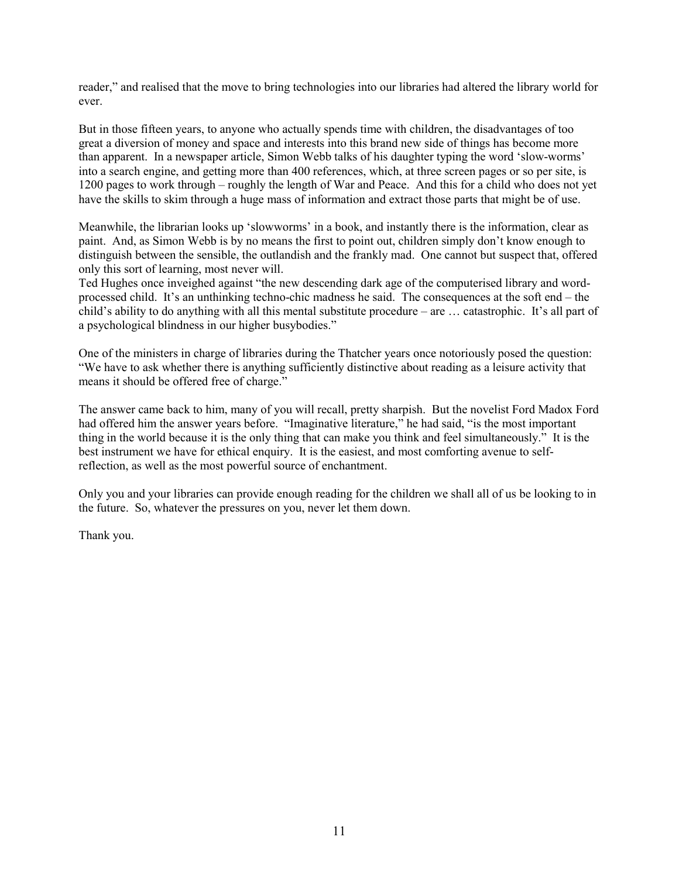reader," and realised that the move to bring technologies into our libraries had altered the library world for ever.

But in those fifteen years, to anyone who actually spends time with children, the disadvantages of too great a diversion of money and space and interests into this brand new side of things has become more than apparent. In a newspaper article, Simon Webb talks of his daughter typing the word 'slow-worms' into a search engine, and getting more than 400 references, which, at three screen pages or so per site, is 1200 pages to work through – roughly the length of War and Peace. And this for a child who does not yet have the skills to skim through a huge mass of information and extract those parts that might be of use.

Meanwhile, the librarian looks up 'slowworms' in a book, and instantly there is the information, clear as paint. And, as Simon Webb is by no means the first to point out, children simply don't know enough to distinguish between the sensible, the outlandish and the frankly mad. One cannot but suspect that, offered only this sort of learning, most never will.

Ted Hughes once inveighed against "the new descending dark age of the computerised library and word-processed child. It's an unthinking techno-chic madness he said. The consequences at the soft end – the child's ability to do anything with all this mental substitute procedure – are … catastrophic. It's all part of a psychological blindness in our higher busybodies."

One of the ministers in charge of libraries during the Thatcher years once notoriously posed the question: "We have to ask whether there is anything sufficiently distinctive about reading as a leisure activity that means it should be offered free of charge."

The answer came back to him, many of you will recall, pretty sharpish. But the novelist Ford Madox Ford had offered him the answer years before. "Imaginative literature," he had said, "is the most important thing in the world because it is the only thing that can make you think and feel simultaneously." It is the best instrument we have for ethical enquiry. It is the easiest, and most comforting avenue to self-reflection, as well as the most powerful source of enchantment.

Only you and your libraries can provide enough reading for the children we shall all of us be looking to in the future. So, whatever the pressures on you, never let them down.

Thank you.